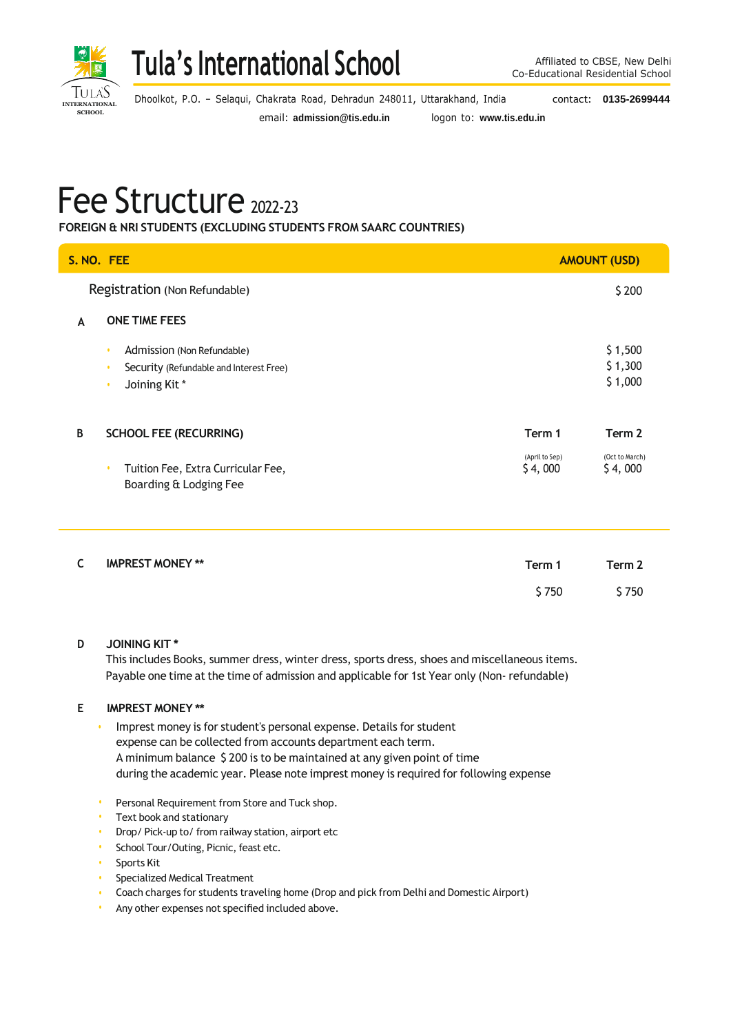# Tula's International School

Affiliated to CBSE, New Delhi
Co-Educational Residential School

Dhoolkot, P.O. – Selaqui, Chakrata Road, Dehradun 248011, Uttarakhand, India contact: **0135-2699444**

email: **admission@tis.edu.in** logon to: **www.tis.edu.in**

# Fee Structure 2022-23

**FOREIGN & NRI STUDENTS (EXCLUDING STUDENTS FROM SAARC COUNTRIES)**

| S. NO. | FEE | AMOUNT (USD) | |
|---|---|---|---|
| | Registration (Non Refundable) | | $ 200 |
| A | **ONE TIME FEES** | | |
| | • Admission (Non Refundable) | | $ 1,500 |
| | • Security (Refundable and Interest Free) | | $ 1,300 |
| | • Joining Kit * | | $ 1,000 |
| B | **SCHOOL FEE (RECURRING)** | **Term 1** (April to Sep) | **Term 2** (Oct to March) |
| | • Tuition Fee, Extra Curricular Fee, Boarding & Lodging Fee | $ 4, 000 | $ 4, 000 |
| C | **IMPREST MONEY ** ** | **Term 1** | **Term 2** |
| | | $ 750 | $ 750 |

**D JOINING KIT ***

This includes Books, summer dress, winter dress, sports dress, shoes and miscellaneous items. Payable one time at the time of admission and applicable for 1st Year only (Non- refundable)

**E IMPREST MONEY ****

- Imprest money is for student's personal expense. Details for student expense can be collected from accounts department each term. A minimum balance $ 200 is to be maintained at any given point of time during the academic year. Please note imprest money is required for following expense

- Personal Requirement from Store and Tuck shop.
- Text book and stationary
- Drop/ Pick-up to/ from railway station, airport etc
- School Tour/Outing, Picnic, feast etc.
- Sports Kit
- Specialized Medical Treatment
- Coach charges for students traveling home (Drop and pick from Delhi and Domestic Airport)
- Any other expenses not specified included above.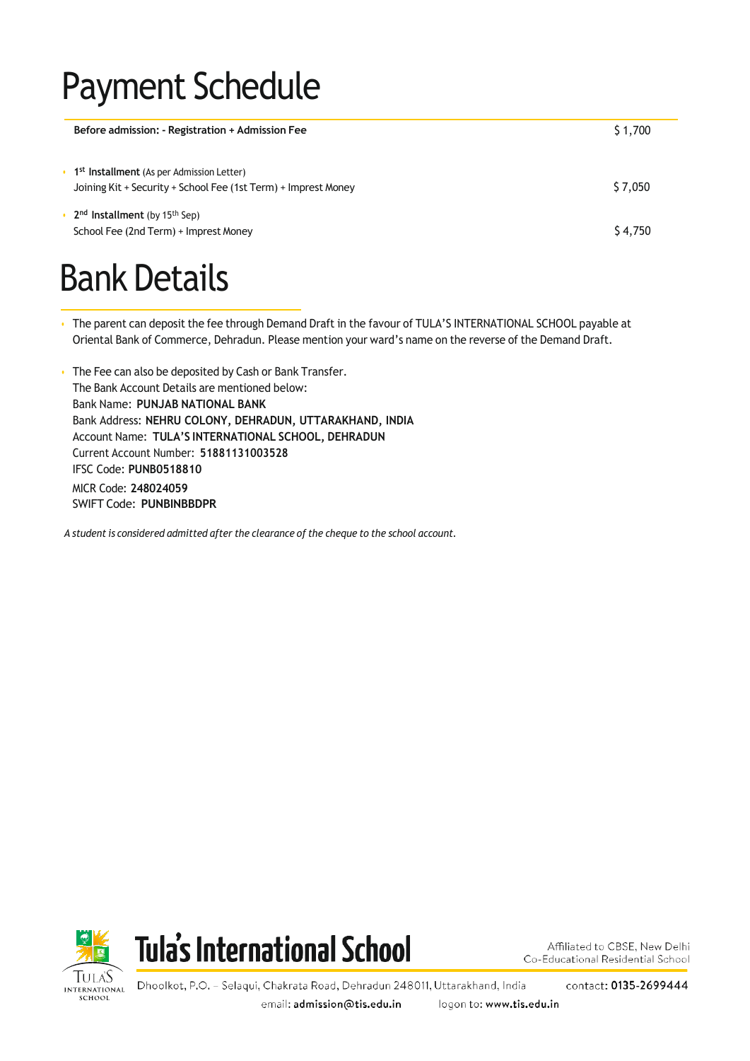# Payment Schedule

| | |
|---|---|
| **Before admission: - Registration + Admission Fee** | $ 1,700 |
| **1st Installment** (As per Admission Letter)<br>Joining Kit + Security + School Fee (1st Term) + Imprest Money | $ 7,050 |
| **2nd Installment** (by 15th Sep)<br>School Fee (2nd Term) + Imprest Money | $ 4,750 |

# Bank Details

- The parent can deposit the fee through Demand Draft in the favour of TULA'S INTERNATIONAL SCHOOL payable at Oriental Bank of Commerce, Dehradun. Please mention your ward's name on the reverse of the Demand Draft.
- The Fee can also be deposited by Cash or Bank Transfer.
  The Bank Account Details are mentioned below:
  Bank Name: **PUNJAB NATIONAL BANK**
  Bank Address: **NEHRU COLONY, DEHRADUN, UTTARAKHAND, INDIA**
  Account Name: **TULA'S INTERNATIONAL SCHOOL, DEHRADUN**
  Current Account Number: **51881131003528**
  IFSC Code: **PUNB0518810**
  MICR Code: **248024059**
  SWIFT Code: **PUNBINBBDPR**

*A student is considered admitted after the clearance of the cheque to the school account.*

**Tula's International School**

Affiliated to CBSE, New Delhi
Co-Educational Residential School

Dhoolkot, P.O. - Selaqui, Chakrata Road, Dehradun 248011, Uttarakhand, India
contact: **0135-2699444**
email: **admission@tis.edu.in** logon to: **www.tis.edu.in**